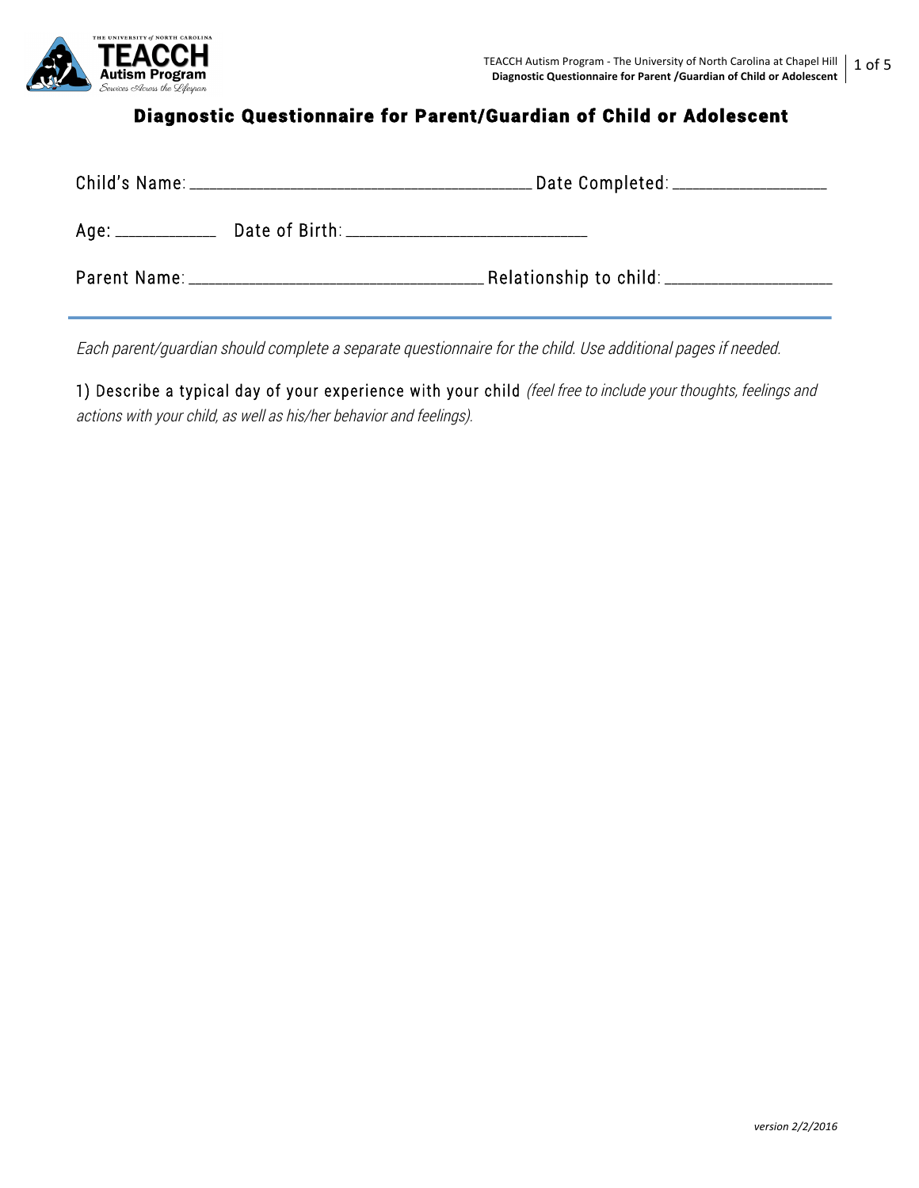# Diagnostic Questionnaire for Parent/Guardian of Child or Adolescent

Child's Name: ________________________________________ Date Completed: __________________

Age: ___________ Date of Birth: ____________________________

Parent Name: __________________________________ Relationship to child: ___________________

---

*Each parent/guardian should complete a separate questionnaire for the child. Use additional pages if needed.*

1) Describe a typical day of your experience with your child *(feel free to include your thoughts, feelings and actions with your child, as well as his/her behavior and feelings).*

*version 2/2/2016*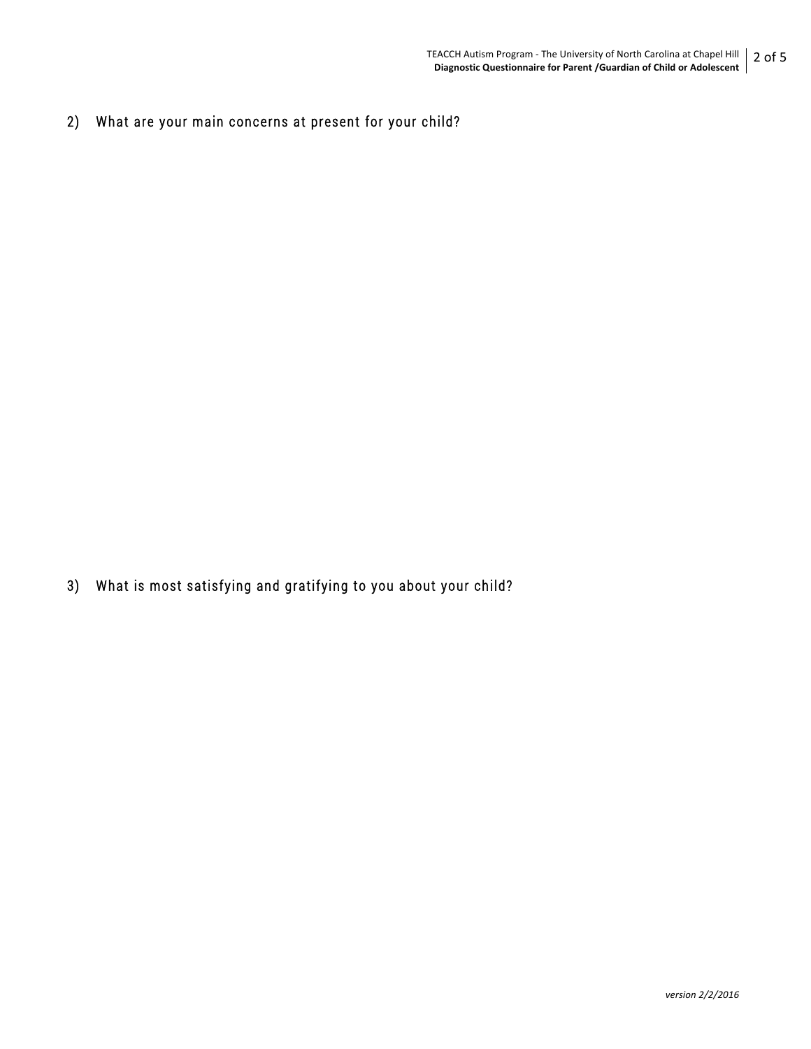2) What are your main concerns at present for your child?

3) What is most satisfying and gratifying to you about your child?

*version 2/2/2016*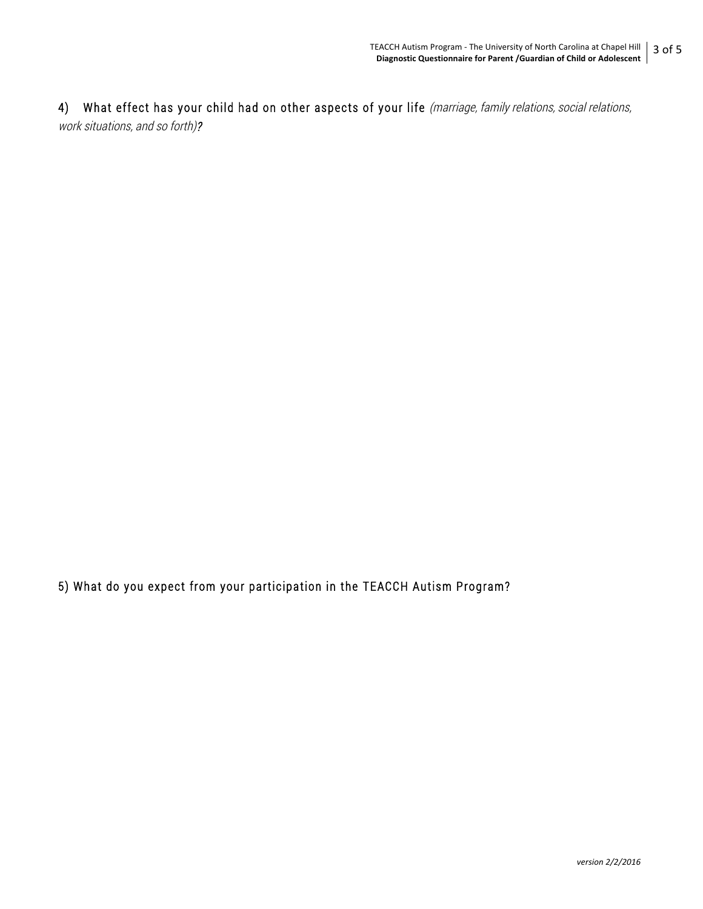4) What effect has your child had on other aspects of your life *(marriage, family relations, social relations, work situations, and so forth)***?**

5) What do you expect from your participation in the TEACCH Autism Program?

*version 2/2/2016*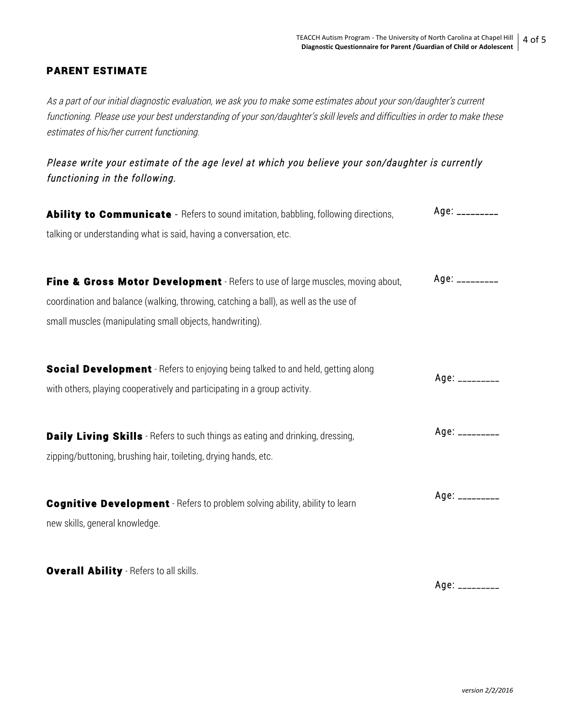## PARENT ESTIMATE

*As a part of our initial diagnostic evaluation, we ask you to make some estimates about your son/daughter's current functioning. Please use your best understanding of your son/daughter's skill levels and difficulties in order to make these estimates of his/her current functioning.*

*Please write your estimate of the age level at which you believe your son/daughter is currently functioning in the following.*

**Ability to Communicate** - Refers to sound imitation, babbling, following directions, talking or understanding what is said, having a conversation, etc. Age: _________

**Fine & Gross Motor Development** - Refers to use of large muscles, moving about, coordination and balance (walking, throwing, catching a ball), as well as the use of small muscles (manipulating small objects, handwriting). Age: _________

**Social Development** - Refers to enjoying being talked to and held, getting along with others, playing cooperatively and participating in a group activity. Age: _________

**Daily Living Skills** - Refers to such things as eating and drinking, dressing, zipping/buttoning, brushing hair, toileting, drying hands, etc. Age: _________

**Cognitive Development** - Refers to problem solving ability, ability to learn new skills, general knowledge. Age: _________

**Overall Ability** - Refers to all skills. Age: _________

*version 2/2/2016*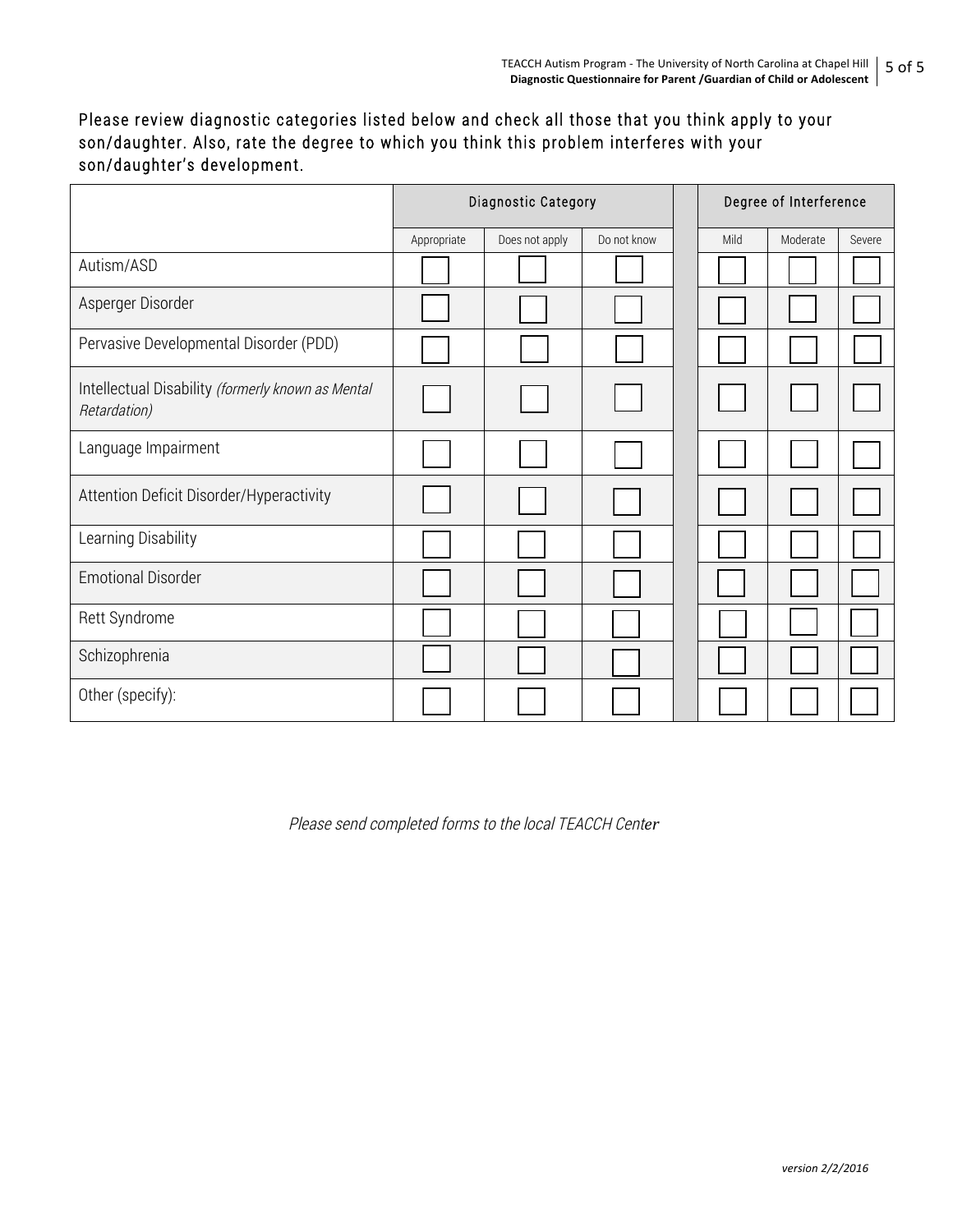Please review diagnostic categories listed below and check all those that you think apply to your son/daughter. Also, rate the degree to which you think this problem interferes with your son/daughter's development.

| | Diagnostic Category | | | | Degree of Interference | | |
|---|---|---|---|---|---|---|---|
| | Appropriate | Does not apply | Do not know | | Mild | Moderate | Severe |
| Autism/ASD | ☐ | ☐ | ☐ | | ☐ | ☐ | ☐ |
| Asperger Disorder | ☐ | ☐ | ☐ | | ☐ | ☐ | ☐ |
| Pervasive Developmental Disorder (PDD) | ☐ | ☐ | ☐ | | ☐ | ☐ | ☐ |
| Intellectual Disability *(formerly known as Mental Retardation)* | ☐ | ☐ | ☐ | | ☐ | ☐ | ☐ |
| Language Impairment | ☐ | ☐ | ☐ | | ☐ | ☐ | ☐ |
| Attention Deficit Disorder/Hyperactivity | ☐ | ☐ | ☐ | | ☐ | ☐ | ☐ |
| Learning Disability | ☐ | ☐ | ☐ | | ☐ | ☐ | ☐ |
| Emotional Disorder | ☐ | ☐ | ☐ | | ☐ | ☐ | ☐ |
| Rett Syndrome | ☐ | ☐ | ☐ | | ☐ | ☐ | ☐ |
| Schizophrenia | ☐ | ☐ | ☐ | | ☐ | ☐ | ☐ |
| Other (specify): | ☐ | ☐ | ☐ | | ☐ | ☐ | ☐ |

*Please send completed forms to the local TEACCH Center*

*version 2/2/2016*